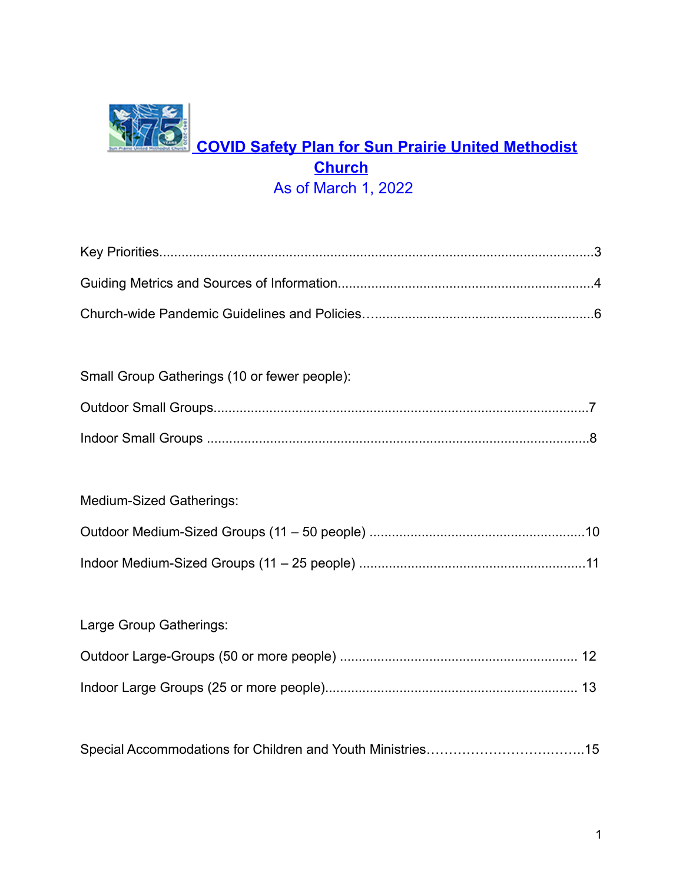# COVID Safety Plan for Sun Prairie United Methodist Church

As of March 1, 2022

Key Priorities....................................................................................................3

Guiding Metrics and Sources of Information....................................................................4

Church-wide Pandemic Guidelines and Policies…..........................................................6

Small Group Gatherings (10 or fewer people):

Outdoor Small Groups....................................................................................7

Indoor Small Groups .....................................................................................8

Medium-Sized Gatherings:

Outdoor Medium-Sized Groups (11 – 50 people) ..........................................................10

Indoor Medium-Sized Groups (11 – 25 people) ............................................................11

Large Group Gatherings:

Outdoor Large-Groups (50 or more people) ............................................................... 12

Indoor Large Groups (25 or more people)................................................................... 13

Special Accommodations for Children and Youth Ministries……………………….……..15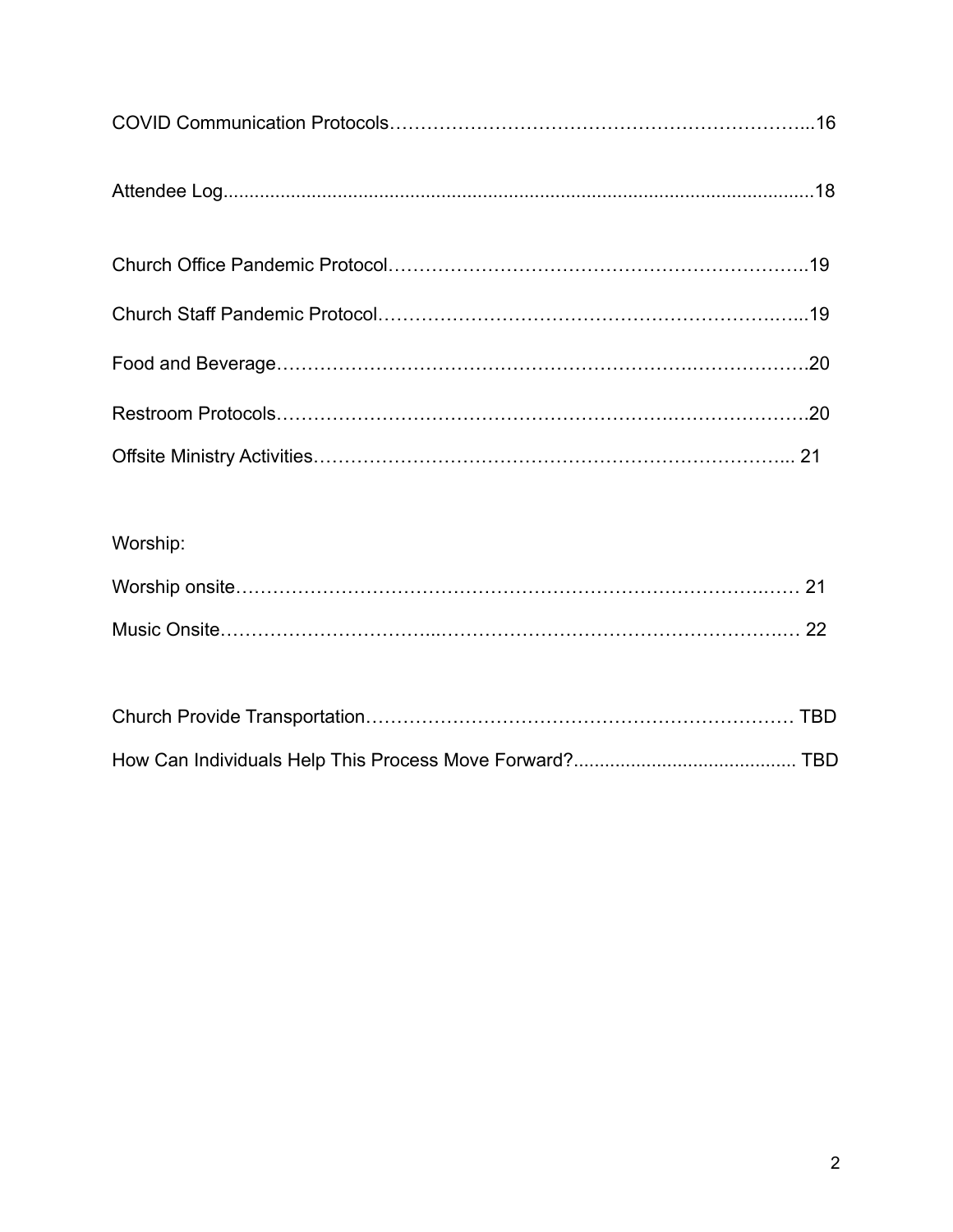COVID Communication Protocols…………………………………………………………...16

Attendee Log.....................................................................................................................18

Church Office Pandemic Protocol………………………………………………………..19

Church Staff Pandemic Protocol……………………………………………………….…...19

Food and Beverage……………………………………………………….………….…….20

Restroom Protocols………………………………………………………….………………20

Offsite Ministry Activities…………………………………………………….…………….... 21

Worship:

Worship onsite……………………………………………………………………….…… 21

Music Onsite…………………………...……………………….……………………….…. 22

Church Provide Transportation…………………………………………………………… TBD

How Can Individuals Help This Process Move Forward?........................................... TBD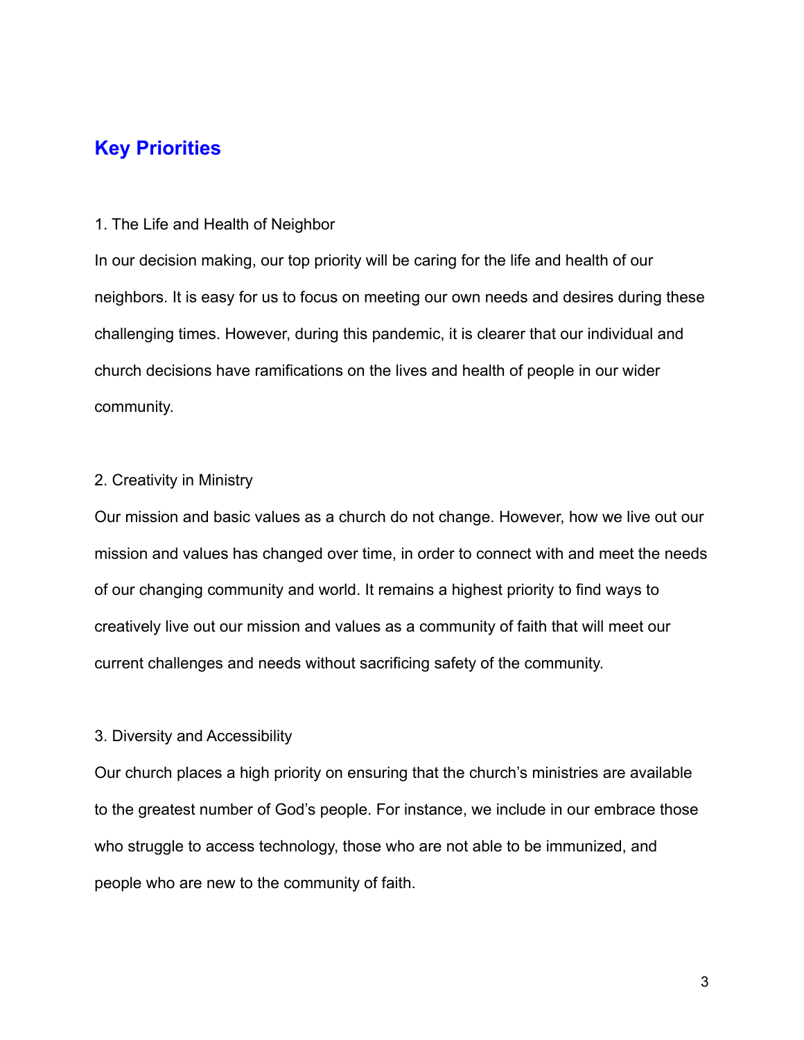## Key Priorities

1. The Life and Health of Neighbor

In our decision making, our top priority will be caring for the life and health of our neighbors. It is easy for us to focus on meeting our own needs and desires during these challenging times. However, during this pandemic, it is clearer that our individual and church decisions have ramifications on the lives and health of people in our wider community.

2. Creativity in Ministry

Our mission and basic values as a church do not change. However, how we live out our mission and values has changed over time, in order to connect with and meet the needs of our changing community and world. It remains a highest priority to find ways to creatively live out our mission and values as a community of faith that will meet our current challenges and needs without sacrificing safety of the community.

3. Diversity and Accessibility

Our church places a high priority on ensuring that the church's ministries are available to the greatest number of God's people. For instance, we include in our embrace those who struggle to access technology, those who are not able to be immunized, and people who are new to the community of faith.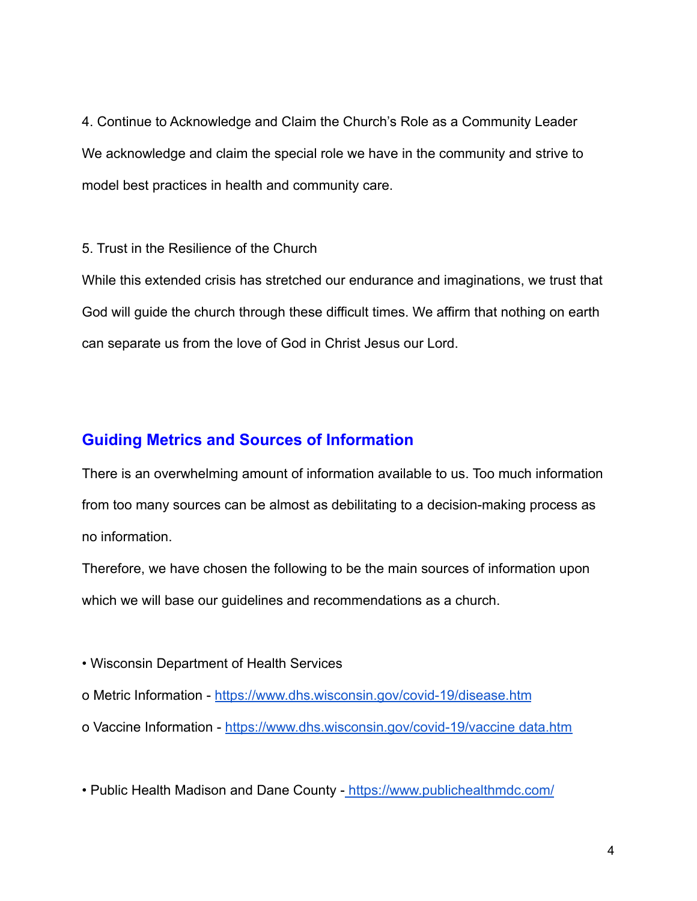4. Continue to Acknowledge and Claim the Church's Role as a Community Leader

We acknowledge and claim the special role we have in the community and strive to model best practices in health and community care.

5. Trust in the Resilience of the Church

While this extended crisis has stretched our endurance and imaginations, we trust that God will guide the church through these difficult times. We affirm that nothing on earth can separate us from the love of God in Christ Jesus our Lord.

## Guiding Metrics and Sources of Information

There is an overwhelming amount of information available to us. Too much information from too many sources can be almost as debilitating to a decision-making process as no information.

Therefore, we have chosen the following to be the main sources of information upon which we will base our guidelines and recommendations as a church.

- Wisconsin Department of Health Services
  - Metric Information - [https://www.dhs.wisconsin.gov/covid-19/disease.htm](https://www.dhs.wisconsin.gov/covid-19/disease.htm)
  - Vaccine Information - [https://www.dhs.wisconsin.gov/covid-19/vaccine data.htm](https://www.dhs.wisconsin.gov/covid-19/vaccine data.htm)

- Public Health Madison and Dane County - [https://www.publichealthmdc.com/](https://www.publichealthmdc.com/)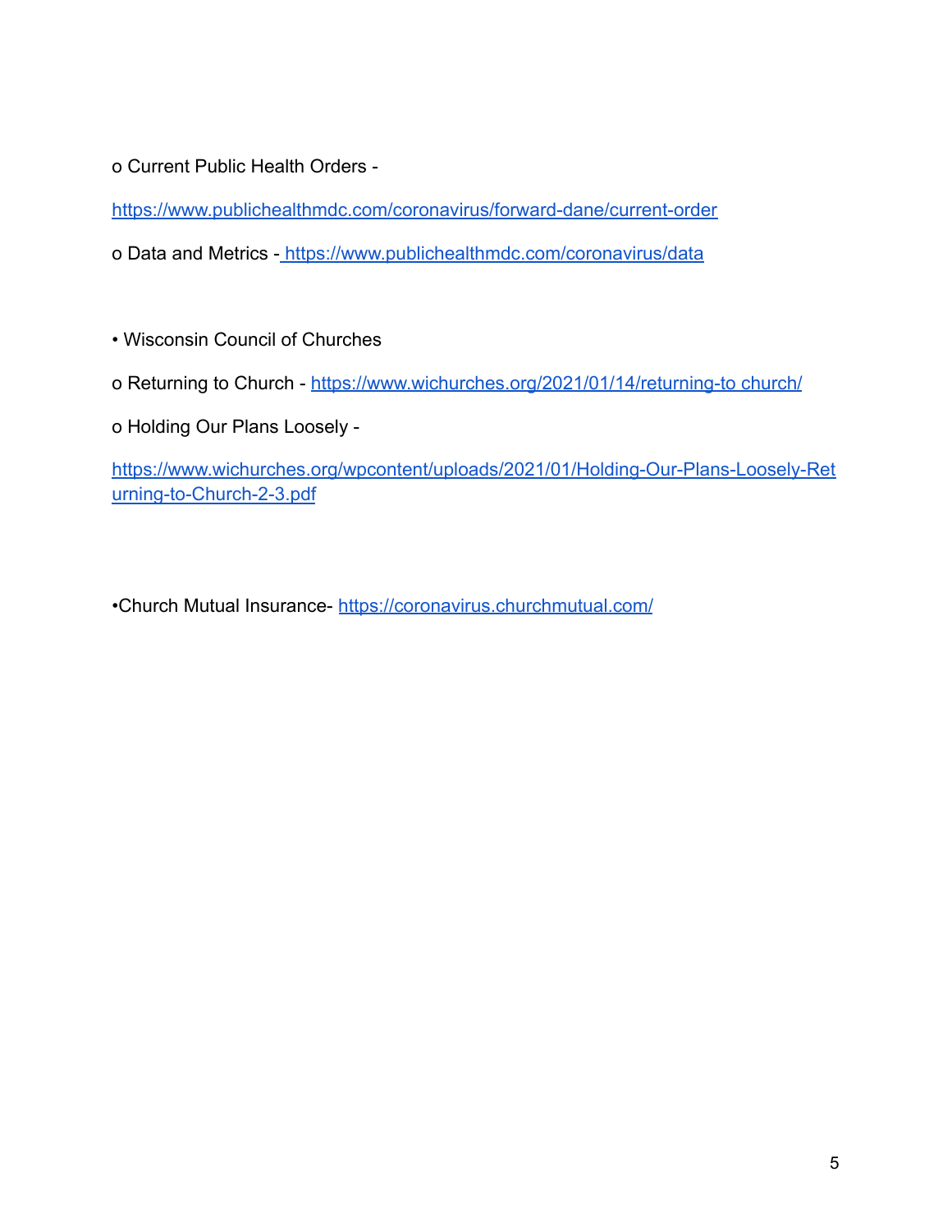o Current Public Health Orders -

https://www.publichealthmdc.com/coronavirus/forward-dane/current-order

o Data and Metrics - https://www.publichealthmdc.com/coronavirus/data

• Wisconsin Council of Churches

o Returning to Church - https://www.wichurches.org/2021/01/14/returning-to church/

o Holding Our Plans Loosely -

https://www.wichurches.org/wpcontent/uploads/2021/01/Holding-Our-Plans-Loosely-Returning-to-Church-2-3.pdf

•Church Mutual Insurance- https://coronavirus.churchmutual.com/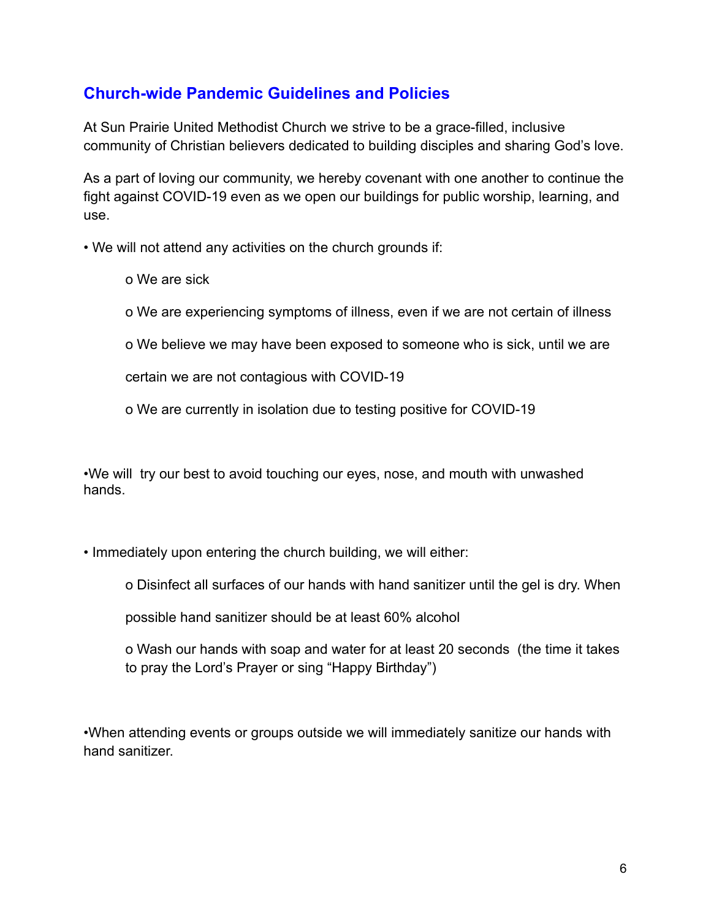## Church-wide Pandemic Guidelines and Policies

At Sun Prairie United Methodist Church we strive to be a grace-filled, inclusive community of Christian believers dedicated to building disciples and sharing God's love.

As a part of loving our community, we hereby covenant with one another to continue the fight against COVID-19 even as we open our buildings for public worship, learning, and use.

- We will not attend any activities on the church grounds if:
  - We are sick
  - We are experiencing symptoms of illness, even if we are not certain of illness
  - We believe we may have been exposed to someone who is sick, until we are certain we are not contagious with COVID-19
  - We are currently in isolation due to testing positive for COVID-19

- We will try our best to avoid touching our eyes, nose, and mouth with unwashed hands.

- Immediately upon entering the church building, we will either:
  - Disinfect all surfaces of our hands with hand sanitizer until the gel is dry. When possible hand sanitizer should be at least 60% alcohol
  - Wash our hands with soap and water for at least 20 seconds (the time it takes to pray the Lord's Prayer or sing "Happy Birthday")

- When attending events or groups outside we will immediately sanitize our hands with hand sanitizer.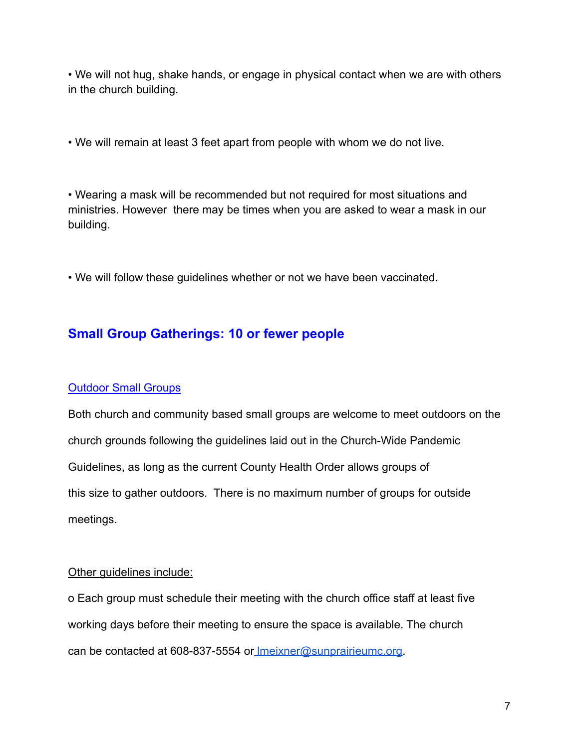• We will not hug, shake hands, or engage in physical contact when we are with others in the church building.

• We will remain at least 3 feet apart from people with whom we do not live.

• Wearing a mask will be recommended but not required for most situations and ministries. However there may be times when you are asked to wear a mask in our building.

• We will follow these guidelines whether or not we have been vaccinated.

## Small Group Gatherings: 10 or fewer people

### Outdoor Small Groups

Both church and community based small groups are welcome to meet outdoors on the church grounds following the guidelines laid out in the Church-Wide Pandemic Guidelines, as long as the current County Health Order allows groups of this size to gather outdoors. There is no maximum number of groups for outside meetings.

Other guidelines include:

- Each group must schedule their meeting with the church office staff at least five working days before their meeting to ensure the space is available. The church can be contacted at 608-837-5554 or lmeixner@sunprairieumc.org.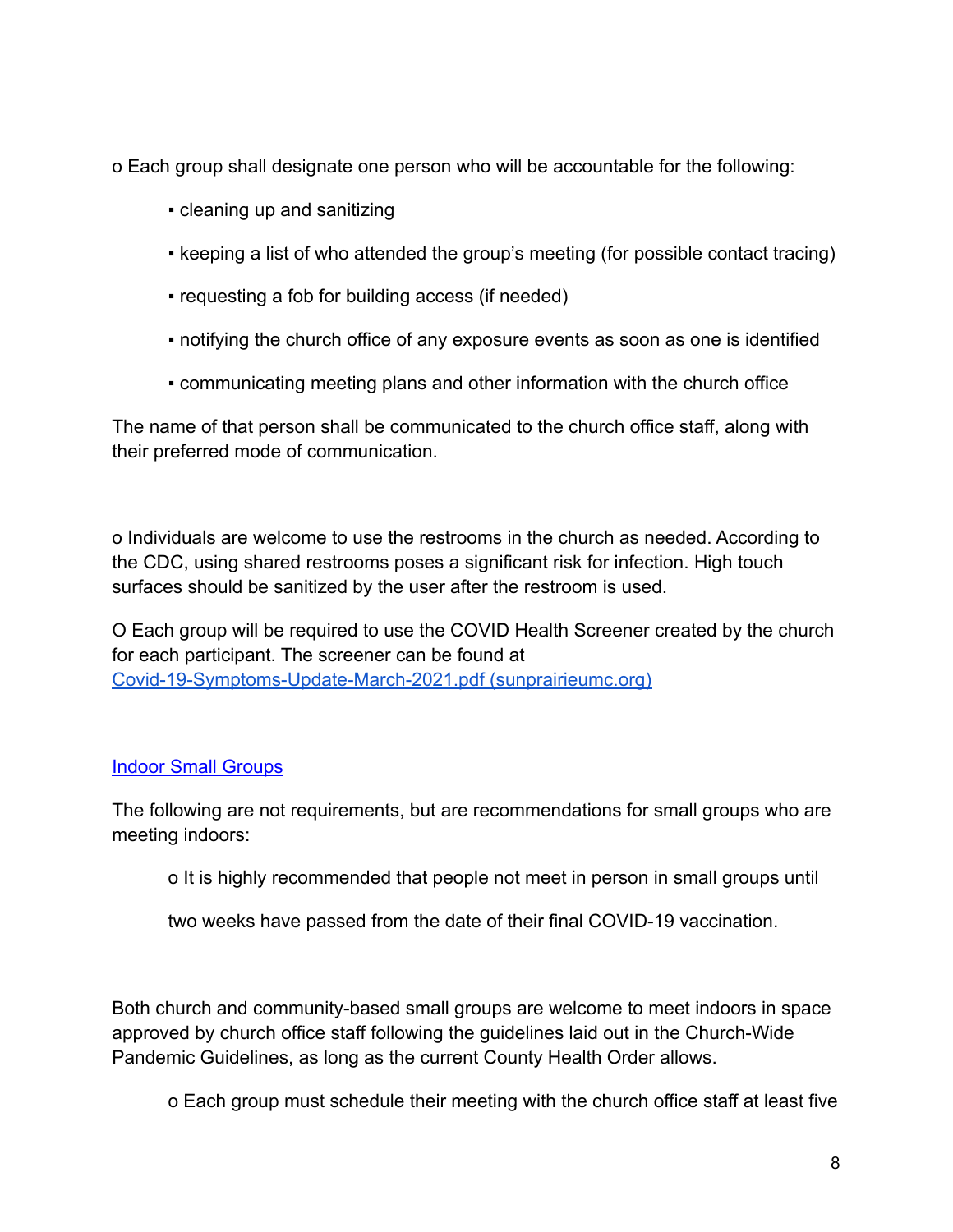o Each group shall designate one person who will be accountable for the following:

- cleaning up and sanitizing
- keeping a list of who attended the group's meeting (for possible contact tracing)
- requesting a fob for building access (if needed)
- notifying the church office of any exposure events as soon as one is identified
- communicating meeting plans and other information with the church office

The name of that person shall be communicated to the church office staff, along with their preferred mode of communication.

o Individuals are welcome to use the restrooms in the church as needed. According to the CDC, using shared restrooms poses a significant risk for infection. High touch surfaces should be sanitized by the user after the restroom is used.

O Each group will be required to use the COVID Health Screener created by the church for each participant. The screener can be found at [Covid-19-Symptoms-Update-March-2021.pdf (sunprairieumc.org)](Covid-19-Symptoms-Update-March-2021.pdf)

## Indoor Small Groups

The following are not requirements, but are recommendations for small groups who are meeting indoors:

o It is highly recommended that people not meet in person in small groups until two weeks have passed from the date of their final COVID-19 vaccination.

Both church and community-based small groups are welcome to meet indoors in space approved by church office staff following the guidelines laid out in the Church-Wide Pandemic Guidelines, as long as the current County Health Order allows.

o Each group must schedule their meeting with the church office staff at least five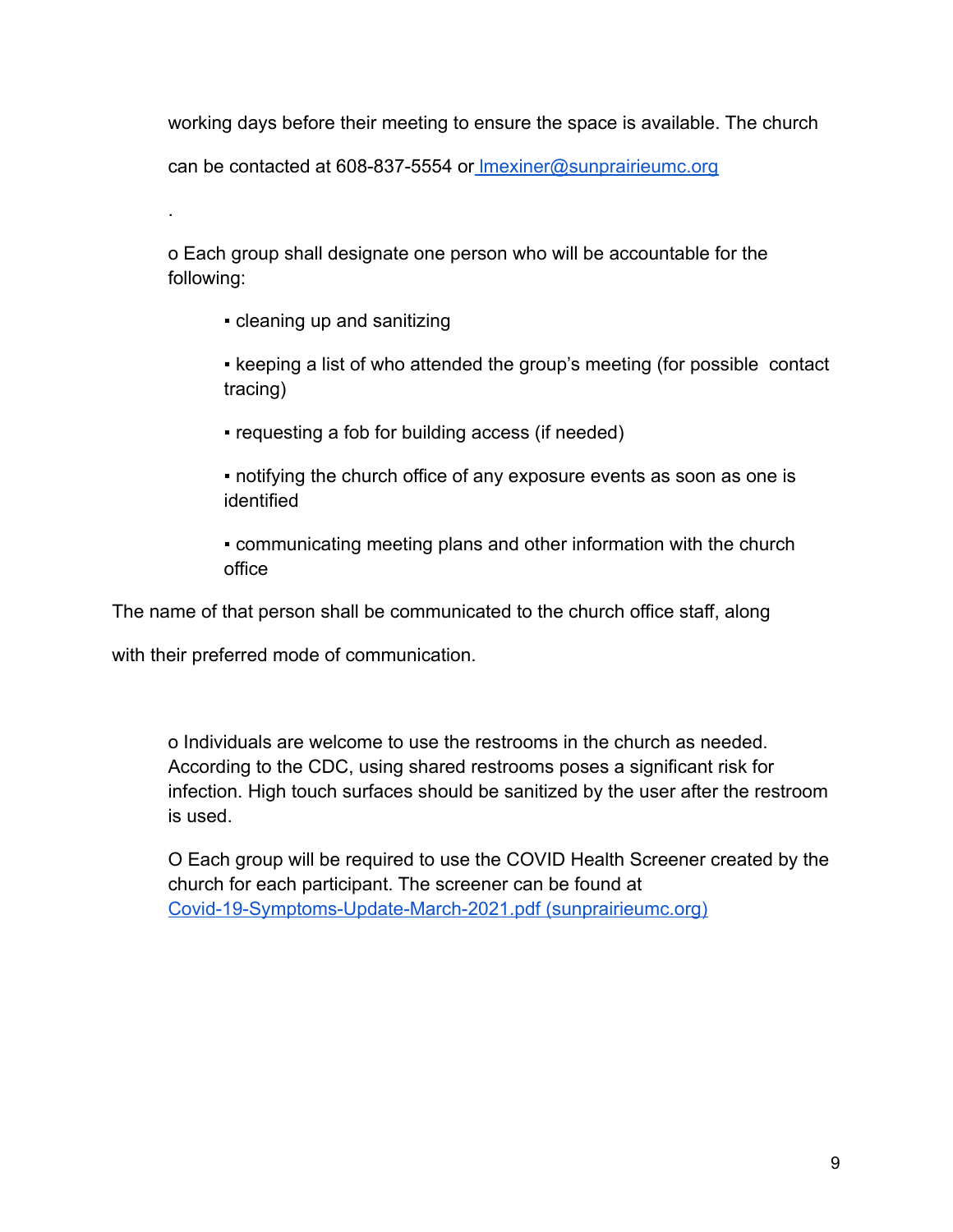working days before their meeting to ensure the space is available. The church can be contacted at 608-837-5554 or lmexiner@sunprairieumc.org

.

o Each group shall designate one person who will be accountable for the following:

- cleaning up and sanitizing
- keeping a list of who attended the group's meeting (for possible contact tracing)
- requesting a fob for building access (if needed)
- notifying the church office of any exposure events as soon as one is identified
- communicating meeting plans and other information with the church office

The name of that person shall be communicated to the church office staff, along with their preferred mode of communication.

o Individuals are welcome to use the restrooms in the church as needed. According to the CDC, using shared restrooms poses a significant risk for infection. High touch surfaces should be sanitized by the user after the restroom is used.

O Each group will be required to use the COVID Health Screener created by the church for each participant. The screener can be found at Covid-19-Symptoms-Update-March-2021.pdf (sunprairieumc.org)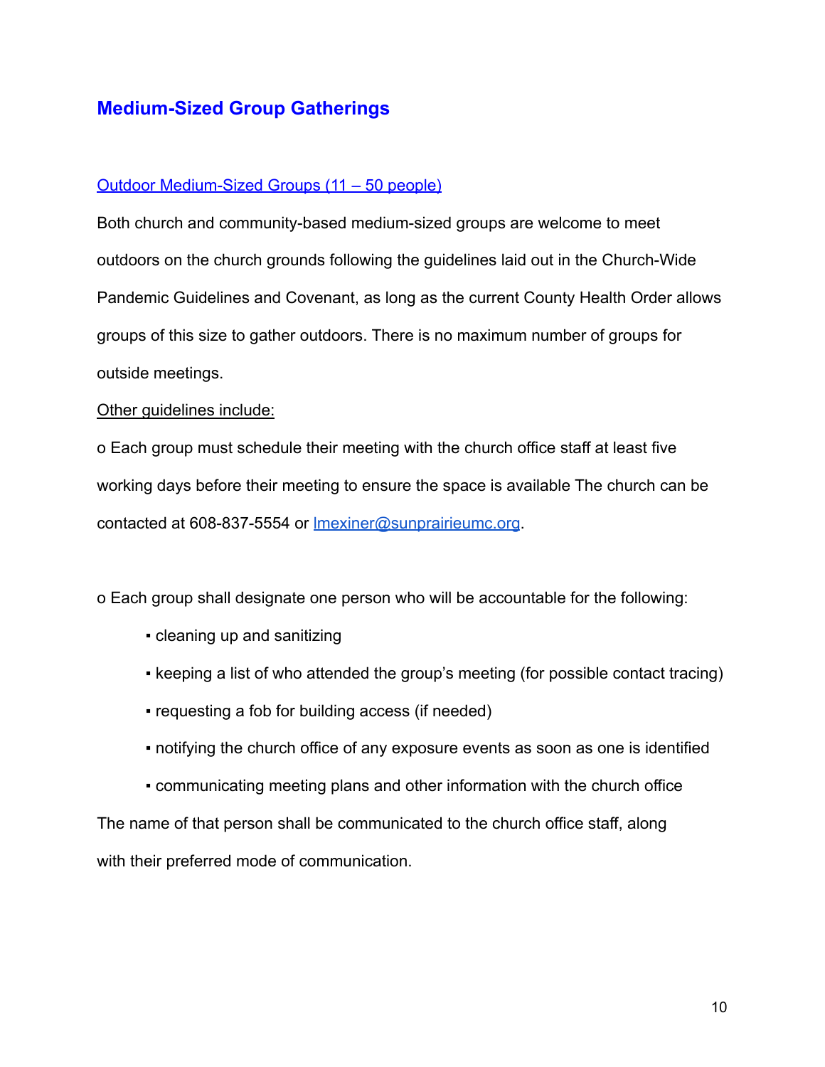## Medium-Sized Group Gatherings

### Outdoor Medium-Sized Groups (11 – 50 people)

Both church and community-based medium-sized groups are welcome to meet outdoors on the church grounds following the guidelines laid out in the Church-Wide Pandemic Guidelines and Covenant, as long as the current County Health Order allows groups of this size to gather outdoors. There is no maximum number of groups for outside meetings.

Other guidelines include:

o Each group must schedule their meeting with the church office staff at least five working days before their meeting to ensure the space is available The church can be contacted at 608-837-5554 or lmexiner@sunprairieumc.org.

o Each group shall designate one person who will be accountable for the following:

- cleaning up and sanitizing
- keeping a list of who attended the group's meeting (for possible contact tracing)
- requesting a fob for building access (if needed)
- notifying the church office of any exposure events as soon as one is identified
- communicating meeting plans and other information with the church office

The name of that person shall be communicated to the church office staff, along with their preferred mode of communication.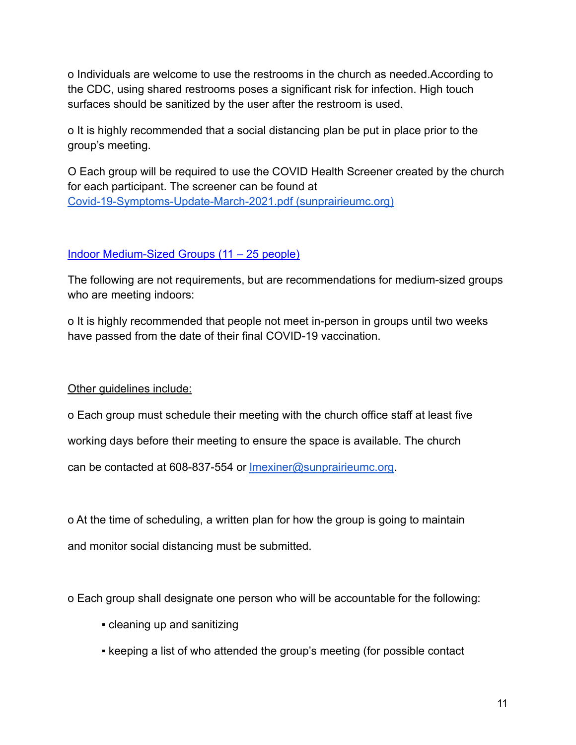o Individuals are welcome to use the restrooms in the church as needed.According to the CDC, using shared restrooms poses a significant risk for infection. High touch surfaces should be sanitized by the user after the restroom is used.

o It is highly recommended that a social distancing plan be put in place prior to the group's meeting.

O Each group will be required to use the COVID Health Screener created by the church for each participant. The screener can be found at [Covid-19-Symptoms-Update-March-2021.pdf (sunprairieumc.org)]

[Indoor Medium-Sized Groups (11 – 25 people)]

The following are not requirements, but are recommendations for medium-sized groups who are meeting indoors:

o It is highly recommended that people not meet in-person in groups until two weeks have passed from the date of their final COVID-19 vaccination.

Other guidelines include:

o Each group must schedule their meeting with the church office staff at least five working days before their meeting to ensure the space is available. The church can be contacted at 608-837-554 or lmexiner@sunprairieumc.org.

o At the time of scheduling, a written plan for how the group is going to maintain and monitor social distancing must be submitted.

o Each group shall designate one person who will be accountable for the following:

- cleaning up and sanitizing
- keeping a list of who attended the group's meeting (for possible contact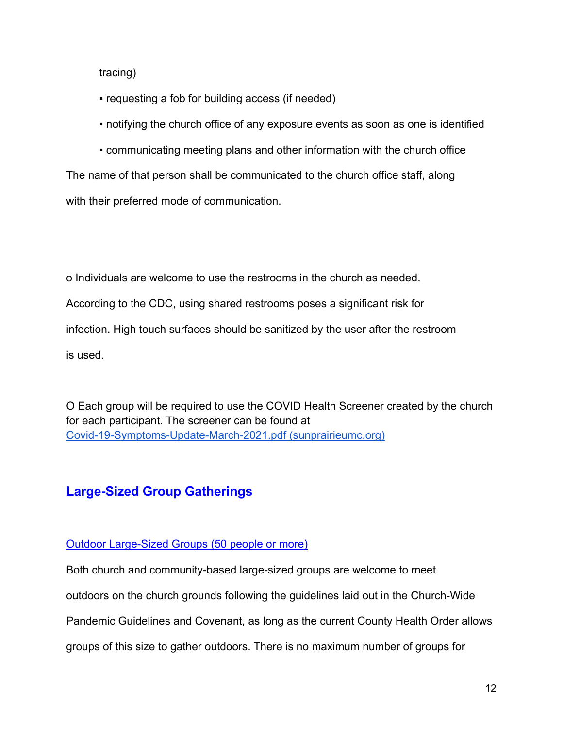tracing)

▪ requesting a fob for building access (if needed)

▪ notifying the church office of any exposure events as soon as one is identified

▪ communicating meeting plans and other information with the church office

The name of that person shall be communicated to the church office staff, along with their preferred mode of communication.

o Individuals are welcome to use the restrooms in the church as needed. According to the CDC, using shared restrooms poses a significant risk for infection. High touch surfaces should be sanitized by the user after the restroom is used.

O Each group will be required to use the COVID Health Screener created by the church for each participant. The screener can be found at [Covid-19-Symptoms-Update-March-2021.pdf (sunprairieumc.org)]

## Large-Sized Group Gatherings

[Outdoor Large-Sized Groups (50 people or more)]

Both church and community-based large-sized groups are welcome to meet outdoors on the church grounds following the guidelines laid out in the Church-Wide Pandemic Guidelines and Covenant, as long as the current County Health Order allows groups of this size to gather outdoors. There is no maximum number of groups for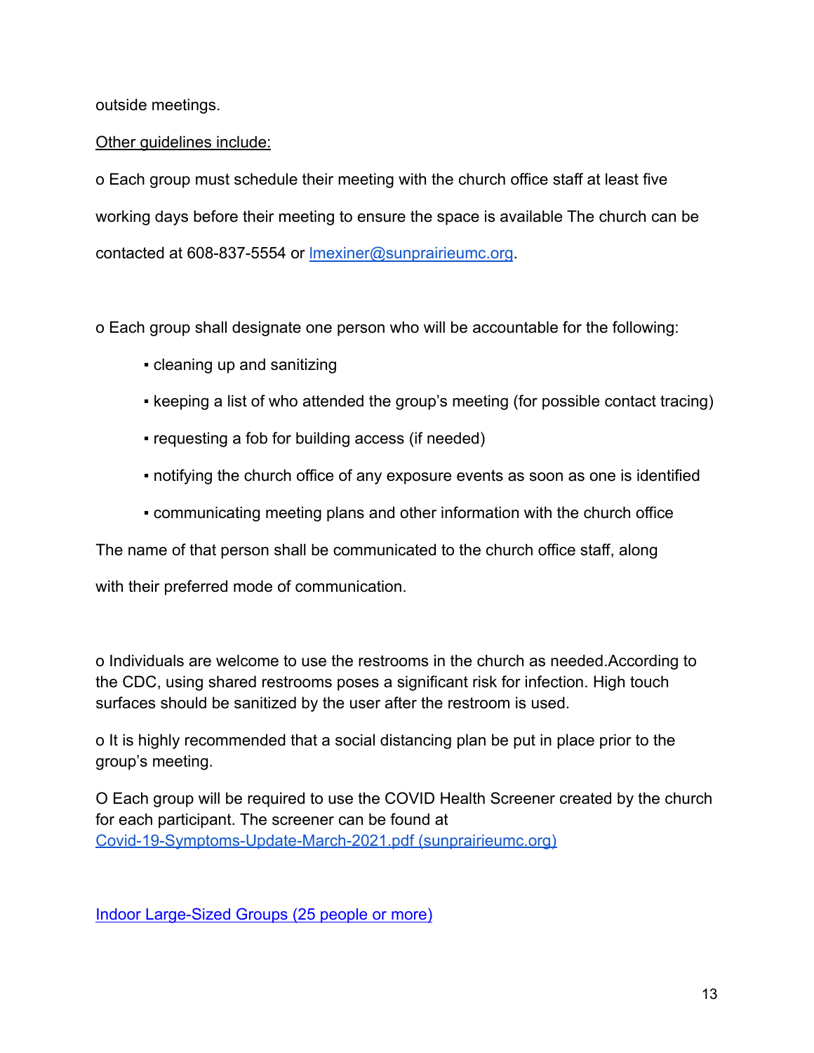outside meetings.

Other guidelines include:

o Each group must schedule their meeting with the church office staff at least five working days before their meeting to ensure the space is available The church can be contacted at 608-837-5554 or [lmexiner@sunprairieumc.org](mailto:lmexiner@sunprairieumc.org).

o Each group shall designate one person who will be accountable for the following:

- cleaning up and sanitizing
- keeping a list of who attended the group's meeting (for possible contact tracing)
- requesting a fob for building access (if needed)
- notifying the church office of any exposure events as soon as one is identified
- communicating meeting plans and other information with the church office

The name of that person shall be communicated to the church office staff, along with their preferred mode of communication.

o Individuals are welcome to use the restrooms in the church as needed.According to the CDC, using shared restrooms poses a significant risk for infection. High touch surfaces should be sanitized by the user after the restroom is used.

o It is highly recommended that a social distancing plan be put in place prior to the group's meeting.

O Each group will be required to use the COVID Health Screener created by the church for each participant. The screener can be found at Covid-19-Symptoms-Update-March-2021.pdf (sunprairieumc.org)

Indoor Large-Sized Groups (25 people or more)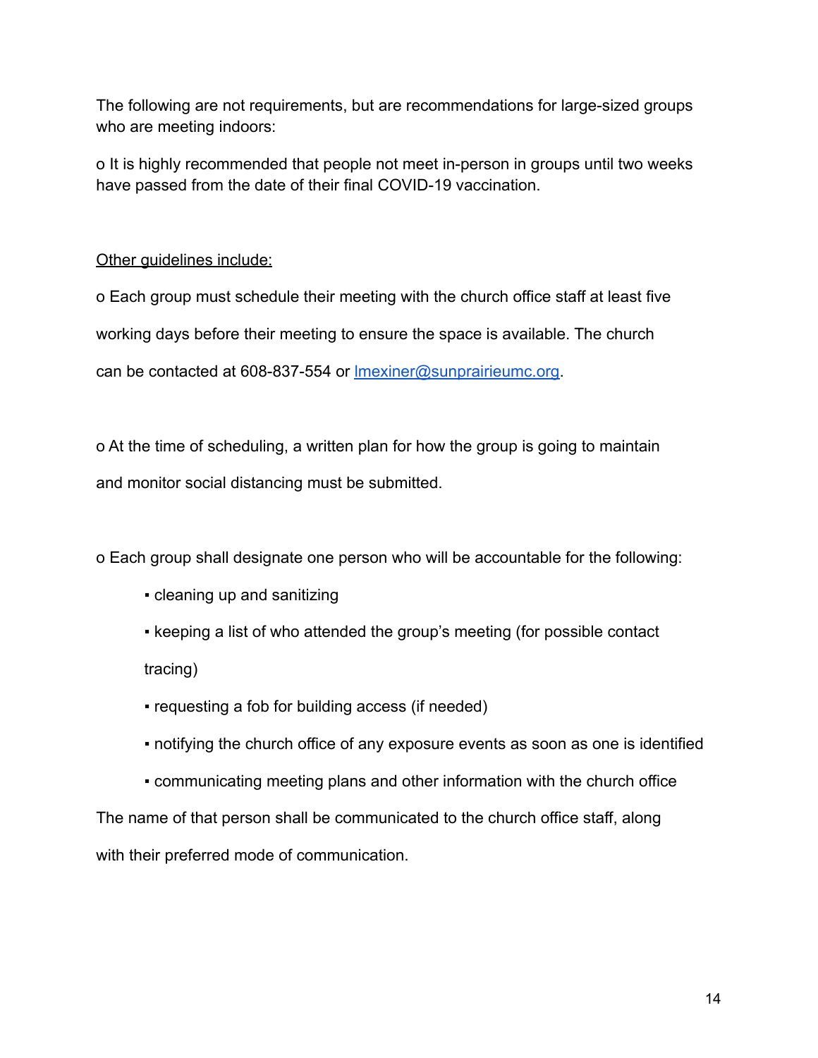The following are not requirements, but are recommendations for large-sized groups who are meeting indoors:

o It is highly recommended that people not meet in-person in groups until two weeks have passed from the date of their final COVID-19 vaccination.

Other guidelines include:

o Each group must schedule their meeting with the church office staff at least five working days before their meeting to ensure the space is available. The church can be contacted at 608-837-554 or lmexiner@sunprairieumc.org.

o At the time of scheduling, a written plan for how the group is going to maintain and monitor social distancing must be submitted.

o Each group shall designate one person who will be accountable for the following:

- cleaning up and sanitizing
- keeping a list of who attended the group's meeting (for possible contact tracing)
- requesting a fob for building access (if needed)
- notifying the church office of any exposure events as soon as one is identified
- communicating meeting plans and other information with the church office

The name of that person shall be communicated to the church office staff, along with their preferred mode of communication.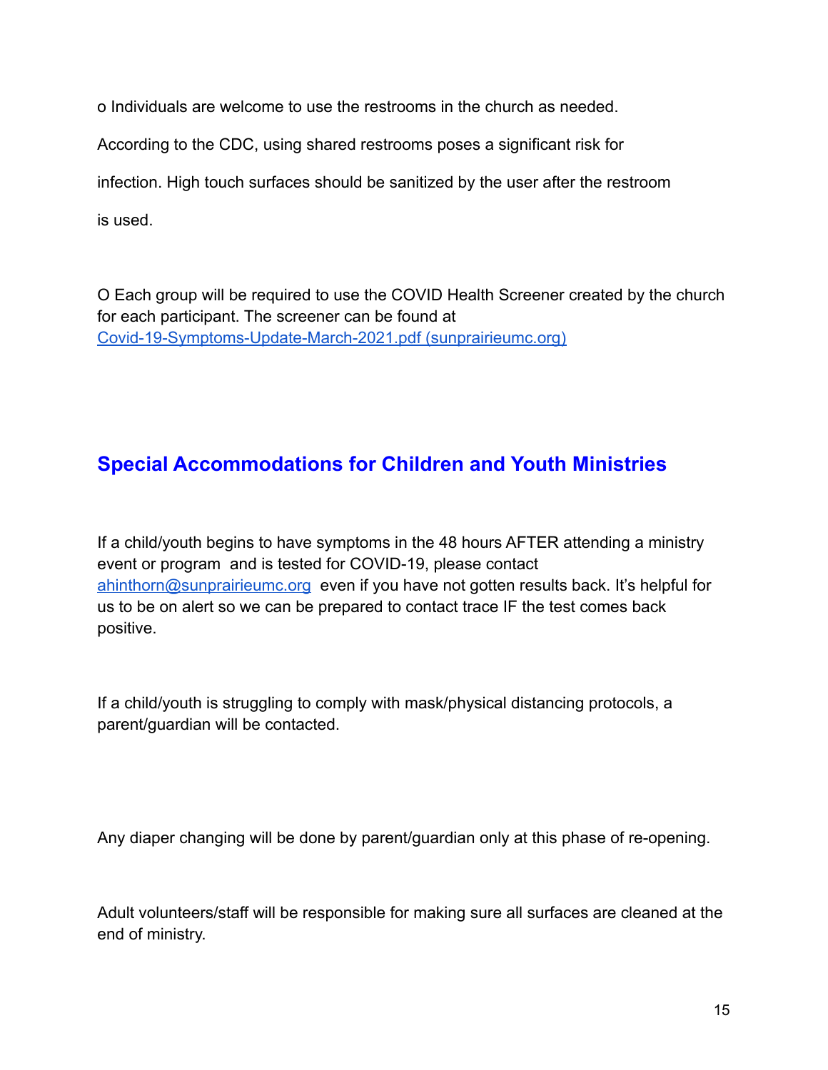o Individuals are welcome to use the restrooms in the church as needed.

According to the CDC, using shared restrooms poses a significant risk for infection. High touch surfaces should be sanitized by the user after the restroom is used.

O Each group will be required to use the COVID Health Screener created by the church for each participant. The screener can be found at [Covid-19-Symptoms-Update-March-2021.pdf (sunprairieumc.org)]

## Special Accommodations for Children and Youth Ministries

If a child/youth begins to have symptoms in the 48 hours AFTER attending a ministry event or program and is tested for COVID-19, please contact ahinthorn@sunprairieumc.org even if you have not gotten results back. It's helpful for us to be on alert so we can be prepared to contact trace IF the test comes back positive.

If a child/youth is struggling to comply with mask/physical distancing protocols, a parent/guardian will be contacted.

Any diaper changing will be done by parent/guardian only at this phase of re-opening.

Adult volunteers/staff will be responsible for making sure all surfaces are cleaned at the end of ministry.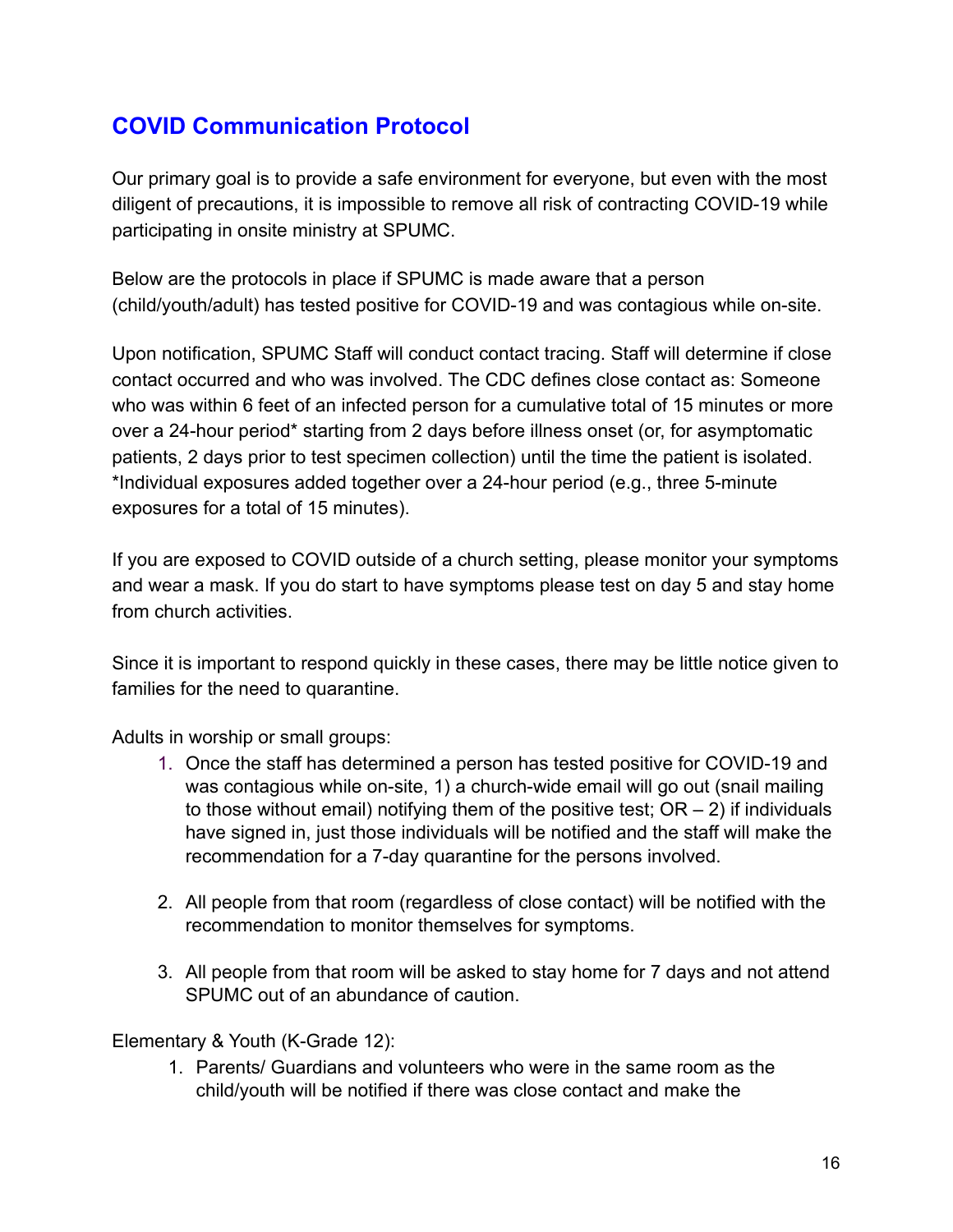## COVID Communication Protocol

Our primary goal is to provide a safe environment for everyone, but even with the most diligent of precautions, it is impossible to remove all risk of contracting COVID-19 while participating in onsite ministry at SPUMC.

Below are the protocols in place if SPUMC is made aware that a person (child/youth/adult) has tested positive for COVID-19 and was contagious while on-site.

Upon notification, SPUMC Staff will conduct contact tracing. Staff will determine if close contact occurred and who was involved. The CDC defines close contact as: Someone who was within 6 feet of an infected person for a cumulative total of 15 minutes or more over a 24-hour period* starting from 2 days before illness onset (or, for asymptomatic patients, 2 days prior to test specimen collection) until the time the patient is isolated. *Individual exposures added together over a 24-hour period (e.g., three 5-minute exposures for a total of 15 minutes).

If you are exposed to COVID outside of a church setting, please monitor your symptoms and wear a mask. If you do start to have symptoms please test on day 5 and stay home from church activities.

Since it is important to respond quickly in these cases, there may be little notice given to families for the need to quarantine.

Adults in worship or small groups:

1. Once the staff has determined a person has tested positive for COVID-19 and was contagious while on-site, 1) a church-wide email will go out (snail mailing to those without email) notifying them of the positive test; OR – 2) if individuals have signed in, just those individuals will be notified and the staff will make the recommendation for a 7-day quarantine for the persons involved.

2. All people from that room (regardless of close contact) will be notified with the recommendation to monitor themselves for symptoms.

3. All people from that room will be asked to stay home for 7 days and not attend SPUMC out of an abundance of caution.

Elementary & Youth (K-Grade 12):

1. Parents/ Guardians and volunteers who were in the same room as the child/youth will be notified if there was close contact and make the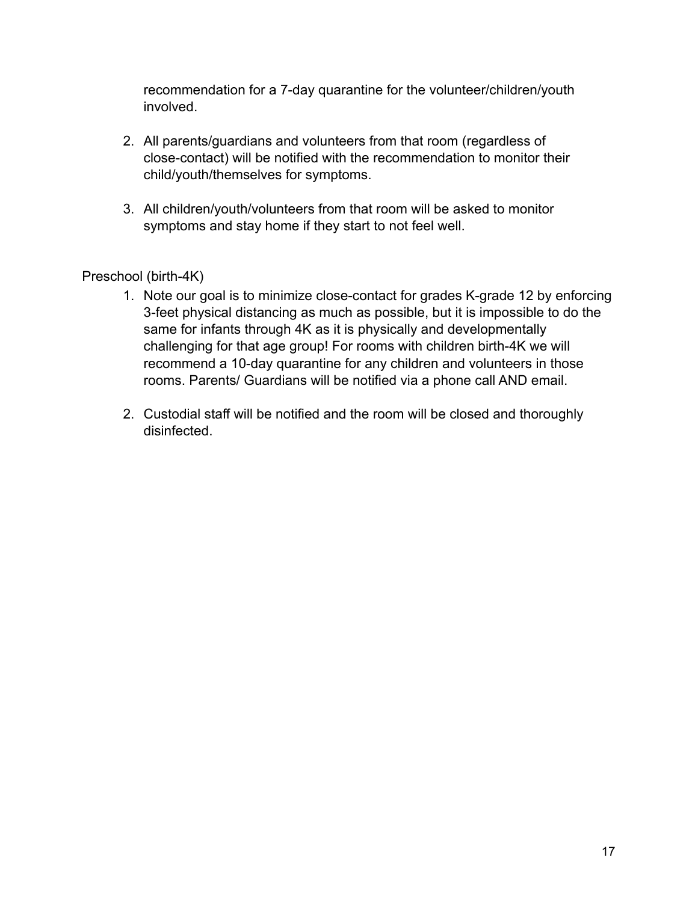recommendation for a 7-day quarantine for the volunteer/children/youth involved.

2. All parents/guardians and volunteers from that room (regardless of close-contact) will be notified with the recommendation to monitor their child/youth/themselves for symptoms.

3. All children/youth/volunteers from that room will be asked to monitor symptoms and stay home if they start to not feel well.

Preschool (birth-4K)

1. Note our goal is to minimize close-contact for grades K-grade 12 by enforcing 3-feet physical distancing as much as possible, but it is impossible to do the same for infants through 4K as it is physically and developmentally challenging for that age group! For rooms with children birth-4K we will recommend a 10-day quarantine for any children and volunteers in those rooms. Parents/ Guardians will be notified via a phone call AND email.

2. Custodial staff will be notified and the room will be closed and thoroughly disinfected.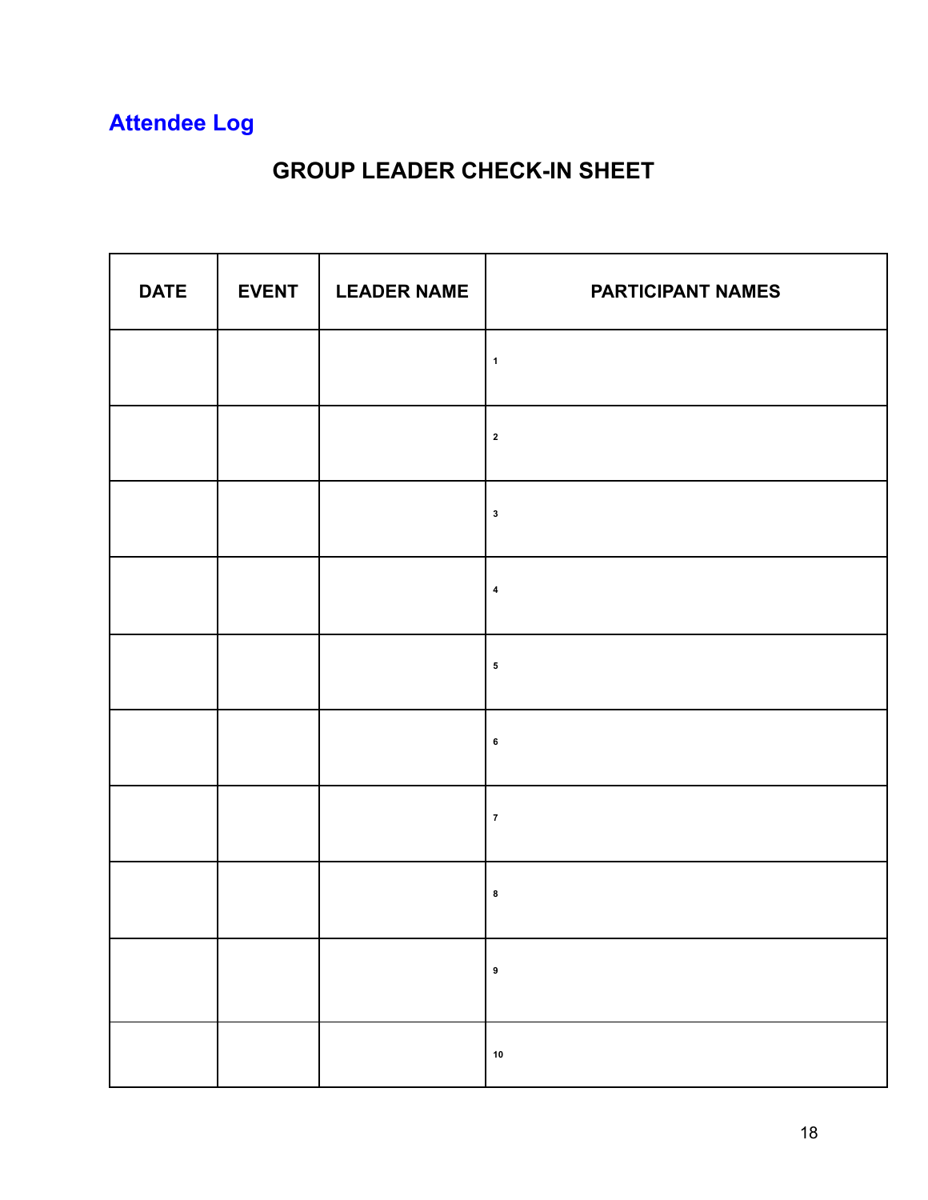## Attendee Log

### GROUP LEADER CHECK-IN SHEET

| DATE | EVENT | LEADER NAME | PARTICIPANT NAMES |
|---|---|---|---|
| | | | 1 |
| | | | 2 |
| | | | 3 |
| | | | 4 |
| | | | 5 |
| | | | 6 |
| | | | 7 |
| | | | 8 |
| | | | 9 |
| | | | 10 |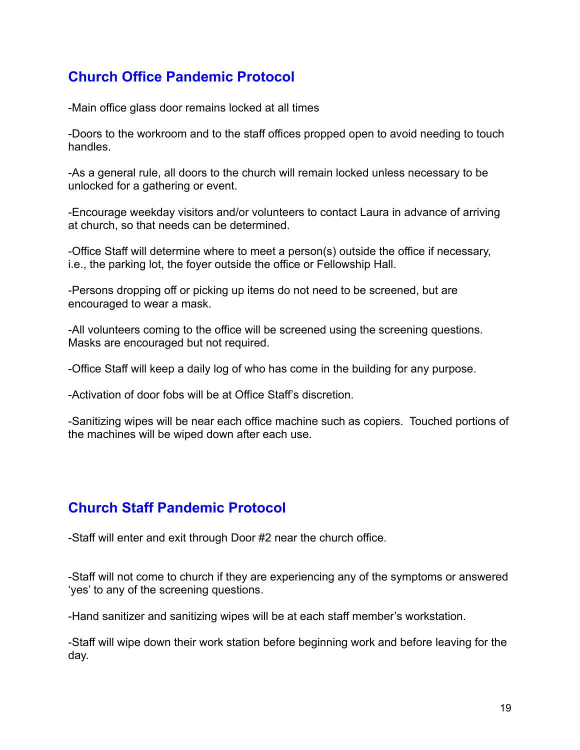## Church Office Pandemic Protocol

-Main office glass door remains locked at all times

-Doors to the workroom and to the staff offices propped open to avoid needing to touch handles.

-As a general rule, all doors to the church will remain locked unless necessary to be unlocked for a gathering or event.

-Encourage weekday visitors and/or volunteers to contact Laura in advance of arriving at church, so that needs can be determined.

-Office Staff will determine where to meet a person(s) outside the office if necessary, i.e., the parking lot, the foyer outside the office or Fellowship Hall.

-Persons dropping off or picking up items do not need to be screened, but are encouraged to wear a mask.

-All volunteers coming to the office will be screened using the screening questions. Masks are encouraged but not required.

-Office Staff will keep a daily log of who has come in the building for any purpose.

-Activation of door fobs will be at Office Staff's discretion.

-Sanitizing wipes will be near each office machine such as copiers. Touched portions of the machines will be wiped down after each use.

## Church Staff Pandemic Protocol

-Staff will enter and exit through Door #2 near the church office.

-Staff will not come to church if they are experiencing any of the symptoms or answered 'yes' to any of the screening questions.

-Hand sanitizer and sanitizing wipes will be at each staff member's workstation.

-Staff will wipe down their work station before beginning work and before leaving for the day.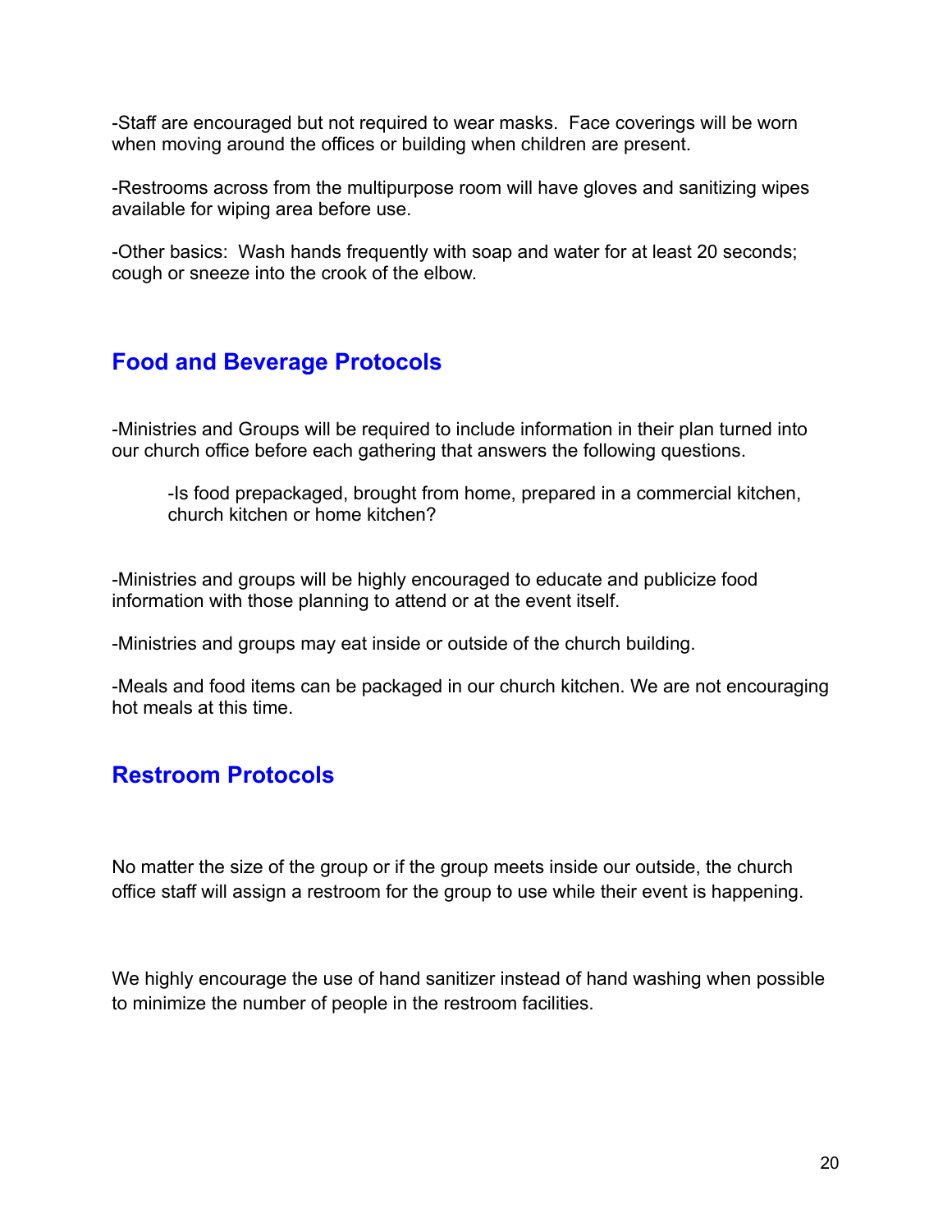-Staff are encouraged but not required to wear masks. Face coverings will be worn when moving around the offices or building when children are present.

-Restrooms across from the multipurpose room will have gloves and sanitizing wipes available for wiping area before use.

-Other basics: Wash hands frequently with soap and water for at least 20 seconds; cough or sneeze into the crook of the elbow.

## Food and Beverage Protocols

-Ministries and Groups will be required to include information in their plan turned into our church office before each gathering that answers the following questions.

> -Is food prepackaged, brought from home, prepared in a commercial kitchen, church kitchen or home kitchen?

-Ministries and groups will be highly encouraged to educate and publicize food information with those planning to attend or at the event itself.

-Ministries and groups may eat inside or outside of the church building.

-Meals and food items can be packaged in our church kitchen. We are not encouraging hot meals at this time.

## Restroom Protocols

No matter the size of the group or if the group meets inside our outside, the church office staff will assign a restroom for the group to use while their event is happening.

We highly encourage the use of hand sanitizer instead of hand washing when possible to minimize the number of people in the restroom facilities.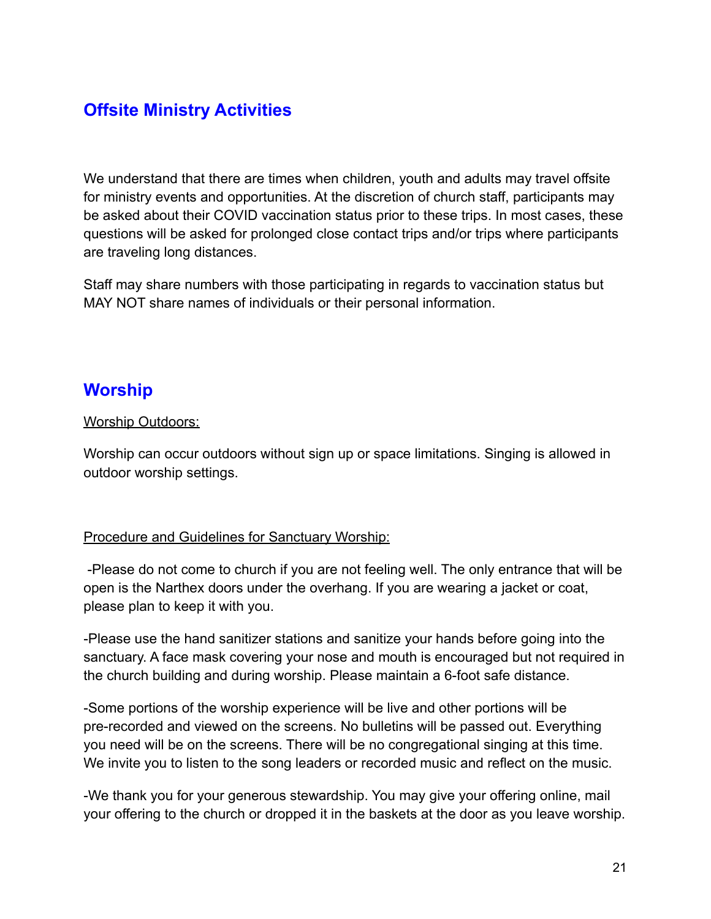## Offsite Ministry Activities

We understand that there are times when children, youth and adults may travel offsite for ministry events and opportunities. At the discretion of church staff, participants may be asked about their COVID vaccination status prior to these trips. In most cases, these questions will be asked for prolonged close contact trips and/or trips where participants are traveling long distances.

Staff may share numbers with those participating in regards to vaccination status but MAY NOT share names of individuals or their personal information.

## Worship

Worship Outdoors:

Worship can occur outdoors without sign up or space limitations. Singing is allowed in outdoor worship settings.

Procedure and Guidelines for Sanctuary Worship:

-Please do not come to church if you are not feeling well. The only entrance that will be open is the Narthex doors under the overhang. If you are wearing a jacket or coat, please plan to keep it with you.

-Please use the hand sanitizer stations and sanitize your hands before going into the sanctuary. A face mask covering your nose and mouth is encouraged but not required in the church building and during worship. Please maintain a 6-foot safe distance.

-Some portions of the worship experience will be live and other portions will be pre-recorded and viewed on the screens. No bulletins will be passed out. Everything you need will be on the screens. There will be no congregational singing at this time. We invite you to listen to the song leaders or recorded music and reflect on the music.

-We thank you for your generous stewardship. You may give your offering online, mail your offering to the church or dropped it in the baskets at the door as you leave worship.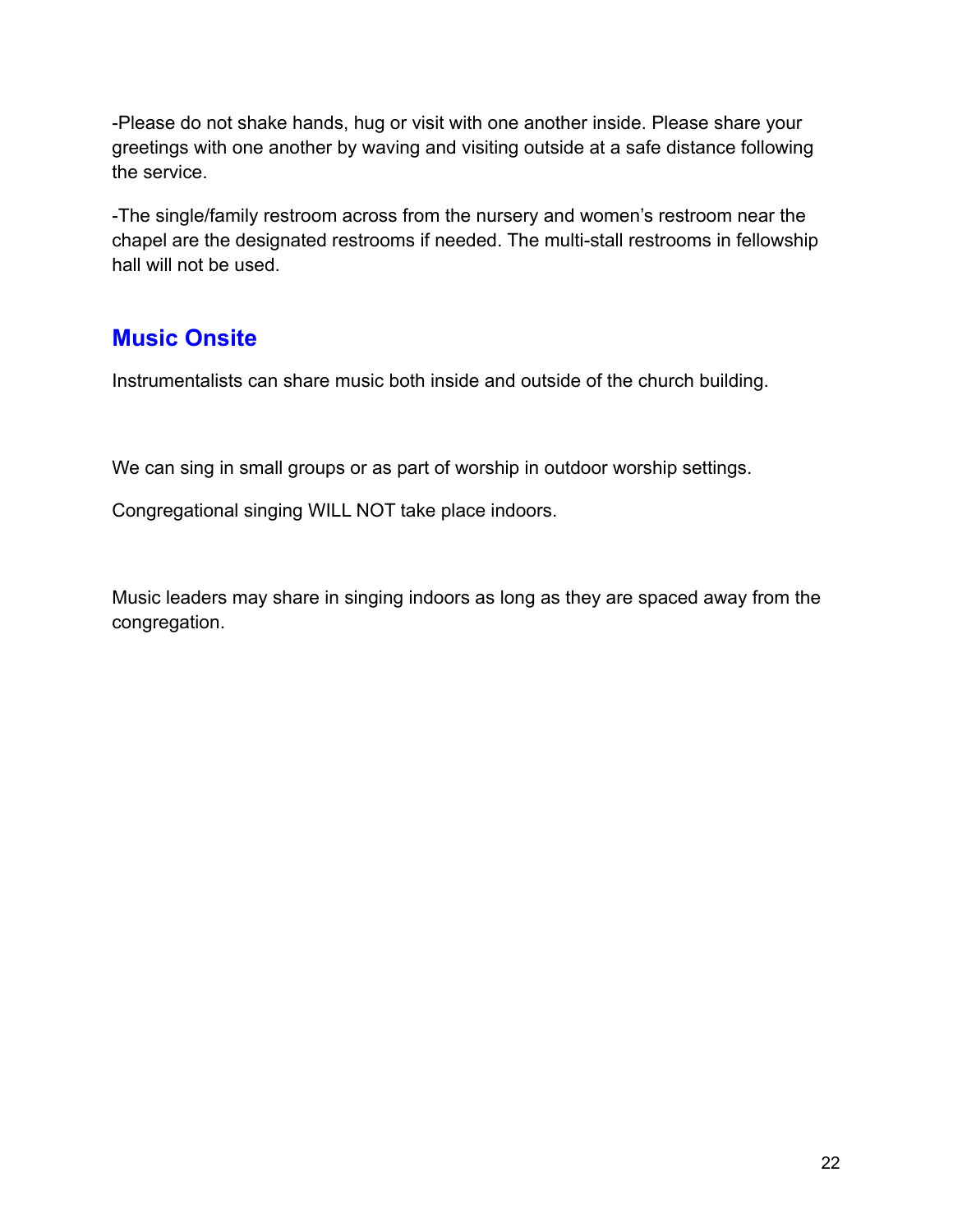-Please do not shake hands, hug or visit with one another inside. Please share your greetings with one another by waving and visiting outside at a safe distance following the service.

-The single/family restroom across from the nursery and women's restroom near the chapel are the designated restrooms if needed. The multi-stall restrooms in fellowship hall will not be used.

## Music Onsite

Instrumentalists can share music both inside and outside of the church building.

We can sing in small groups or as part of worship in outdoor worship settings.

Congregational singing WILL NOT take place indoors.

Music leaders may share in singing indoors as long as they are spaced away from the congregation.